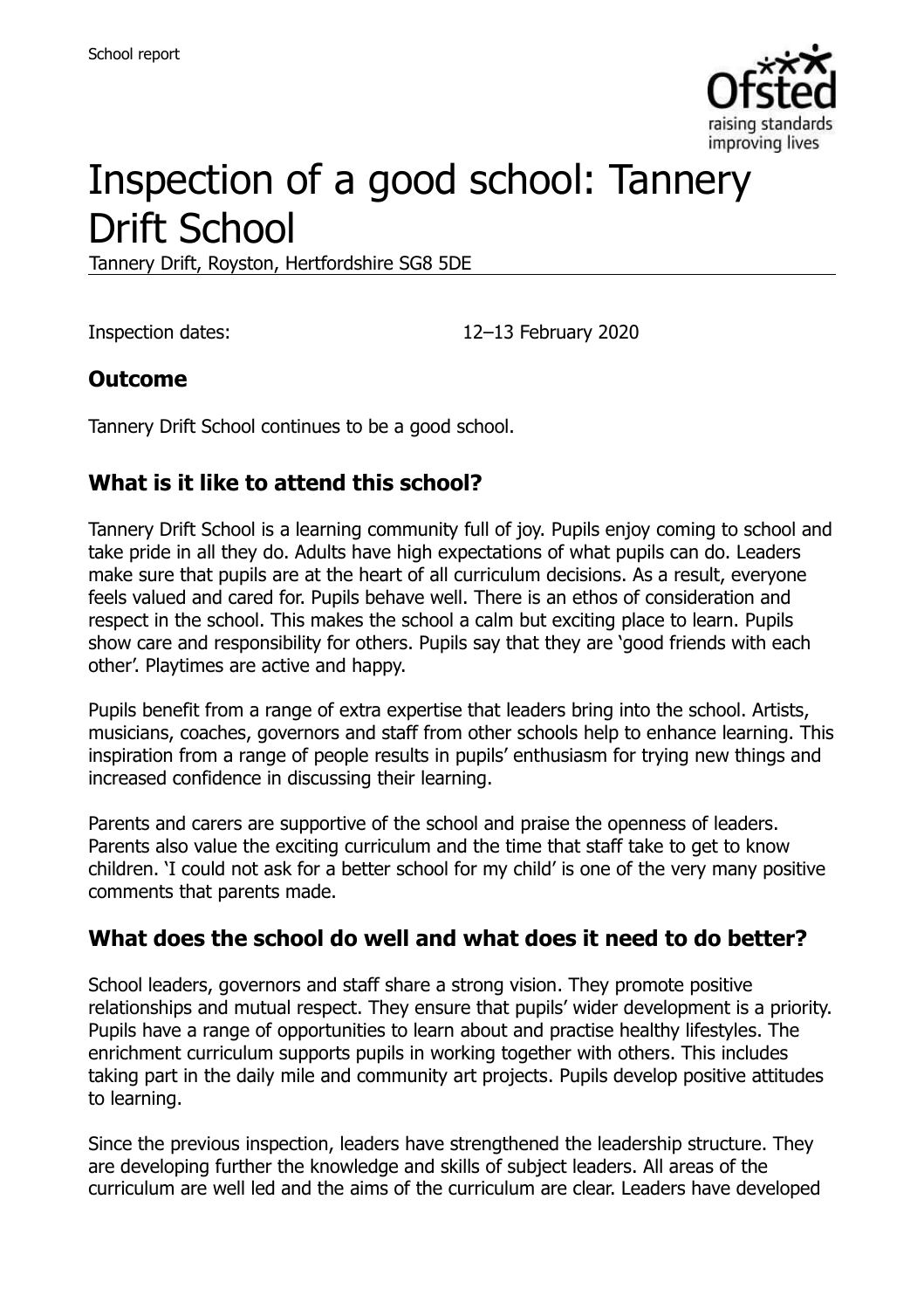# Inspection of a good school: Tannery Drift School

Tannery Drift, Royston, Hertfordshire SG8 5DE

Inspection dates: 12–13 February 2020

## Outcome

Tannery Drift School continues to be a good school.

## What is it like to attend this school?

Tannery Drift School is a learning community full of joy. Pupils enjoy coming to school and take pride in all they do. Adults have high expectations of what pupils can do. Leaders make sure that pupils are at the heart of all curriculum decisions. As a result, everyone feels valued and cared for. Pupils behave well. There is an ethos of consideration and respect in the school. This makes the school a calm but exciting place to learn. Pupils show care and responsibility for others. Pupils say that they are 'good friends with each other'. Playtimes are active and happy.

Pupils benefit from a range of extra expertise that leaders bring into the school. Artists, musicians, coaches, governors and staff from other schools help to enhance learning. This inspiration from a range of people results in pupils' enthusiasm for trying new things and increased confidence in discussing their learning.

Parents and carers are supportive of the school and praise the openness of leaders. Parents also value the exciting curriculum and the time that staff take to get to know children. 'I could not ask for a better school for my child' is one of the very many positive comments that parents made.

## What does the school do well and what does it need to do better?

School leaders, governors and staff share a strong vision. They promote positive relationships and mutual respect. They ensure that pupils' wider development is a priority. Pupils have a range of opportunities to learn about and practise healthy lifestyles. The enrichment curriculum supports pupils in working together with others. This includes taking part in the daily mile and community art projects. Pupils develop positive attitudes to learning.

Since the previous inspection, leaders have strengthened the leadership structure. They are developing further the knowledge and skills of subject leaders. All areas of the curriculum are well led and the aims of the curriculum are clear. Leaders have developed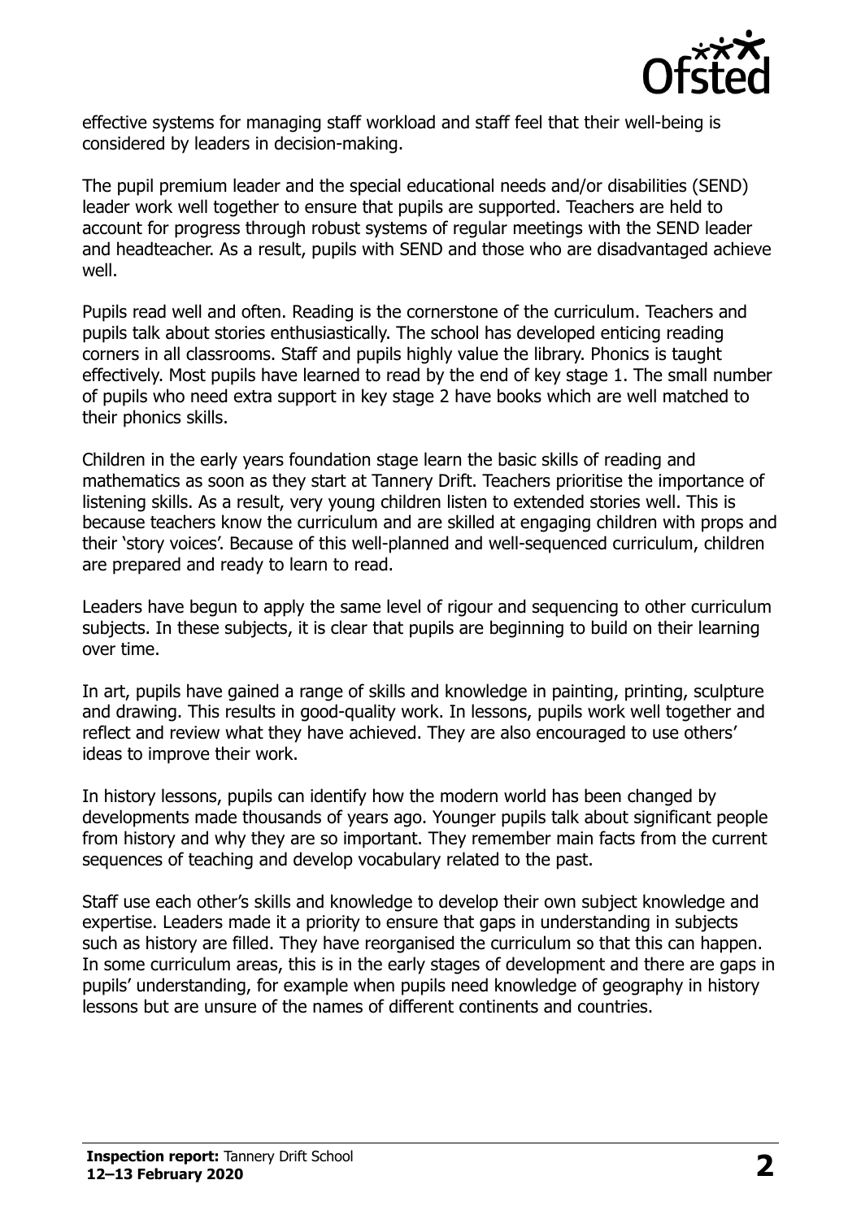effective systems for managing staff workload and staff feel that their well-being is considered by leaders in decision-making.

The pupil premium leader and the special educational needs and/or disabilities (SEND) leader work well together to ensure that pupils are supported. Teachers are held to account for progress through robust systems of regular meetings with the SEND leader and headteacher. As a result, pupils with SEND and those who are disadvantaged achieve well.

Pupils read well and often. Reading is the cornerstone of the curriculum. Teachers and pupils talk about stories enthusiastically. The school has developed enticing reading corners in all classrooms. Staff and pupils highly value the library. Phonics is taught effectively. Most pupils have learned to read by the end of key stage 1. The small number of pupils who need extra support in key stage 2 have books which are well matched to their phonics skills.

Children in the early years foundation stage learn the basic skills of reading and mathematics as soon as they start at Tannery Drift. Teachers prioritise the importance of listening skills. As a result, very young children listen to extended stories well. This is because teachers know the curriculum and are skilled at engaging children with props and their 'story voices'. Because of this well-planned and well-sequenced curriculum, children are prepared and ready to learn to read.

Leaders have begun to apply the same level of rigour and sequencing to other curriculum subjects. In these subjects, it is clear that pupils are beginning to build on their learning over time.

In art, pupils have gained a range of skills and knowledge in painting, printing, sculpture and drawing. This results in good-quality work. In lessons, pupils work well together and reflect and review what they have achieved. They are also encouraged to use others' ideas to improve their work.

In history lessons, pupils can identify how the modern world has been changed by developments made thousands of years ago. Younger pupils talk about significant people from history and why they are so important. They remember main facts from the current sequences of teaching and develop vocabulary related to the past.

Staff use each other's skills and knowledge to develop their own subject knowledge and expertise. Leaders made it a priority to ensure that gaps in understanding in subjects such as history are filled. They have reorganised the curriculum so that this can happen. In some curriculum areas, this is in the early stages of development and there are gaps in pupils' understanding, for example when pupils need knowledge of geography in history lessons but are unsure of the names of different continents and countries.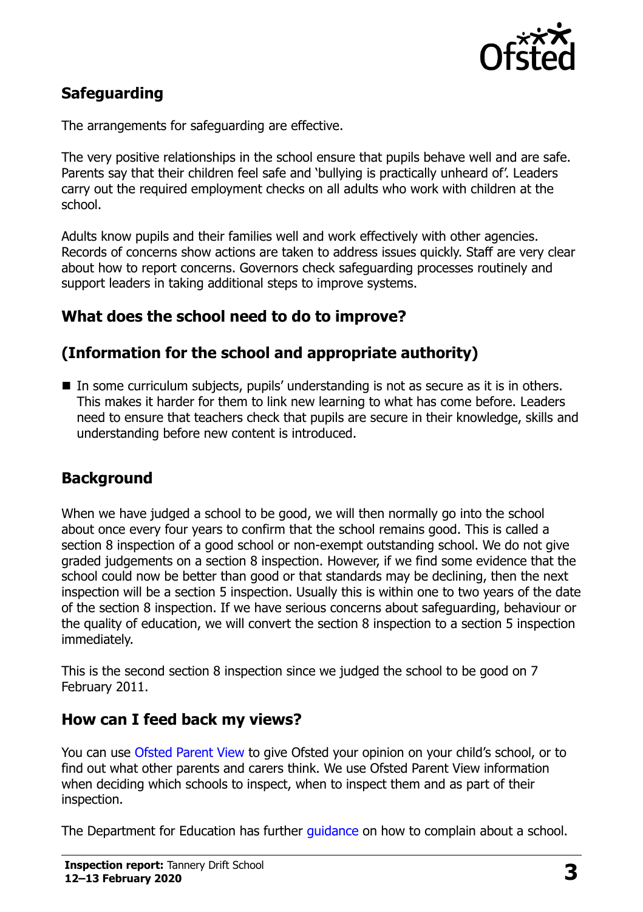## Safeguarding

The arrangements for safeguarding are effective.

The very positive relationships in the school ensure that pupils behave well and are safe. Parents say that their children feel safe and 'bullying is practically unheard of'. Leaders carry out the required employment checks on all adults who work with children at the school.

Adults know pupils and their families well and work effectively with other agencies. Records of concerns show actions are taken to address issues quickly. Staff are very clear about how to report concerns. Governors check safeguarding processes routinely and support leaders in taking additional steps to improve systems.

## What does the school need to do to improve?

## (Information for the school and appropriate authority)

- In some curriculum subjects, pupils' understanding is not as secure as it is in others. This makes it harder for them to link new learning to what has come before. Leaders need to ensure that teachers check that pupils are secure in their knowledge, skills and understanding before new content is introduced.

## Background

When we have judged a school to be good, we will then normally go into the school about once every four years to confirm that the school remains good. This is called a section 8 inspection of a good school or non-exempt outstanding school. We do not give graded judgements on a section 8 inspection. However, if we find some evidence that the school could now be better than good or that standards may be declining, then the next inspection will be a section 5 inspection. Usually this is within one to two years of the date of the section 8 inspection. If we have serious concerns about safeguarding, behaviour or the quality of education, we will convert the section 8 inspection to a section 5 inspection immediately.

This is the second section 8 inspection since we judged the school to be good on 7 February 2011.

## How can I feed back my views?

You can use Ofsted Parent View to give Ofsted your opinion on your child's school, or to find out what other parents and carers think. We use Ofsted Parent View information when deciding which schools to inspect, when to inspect them and as part of their inspection.

The Department for Education has further guidance on how to complain about a school.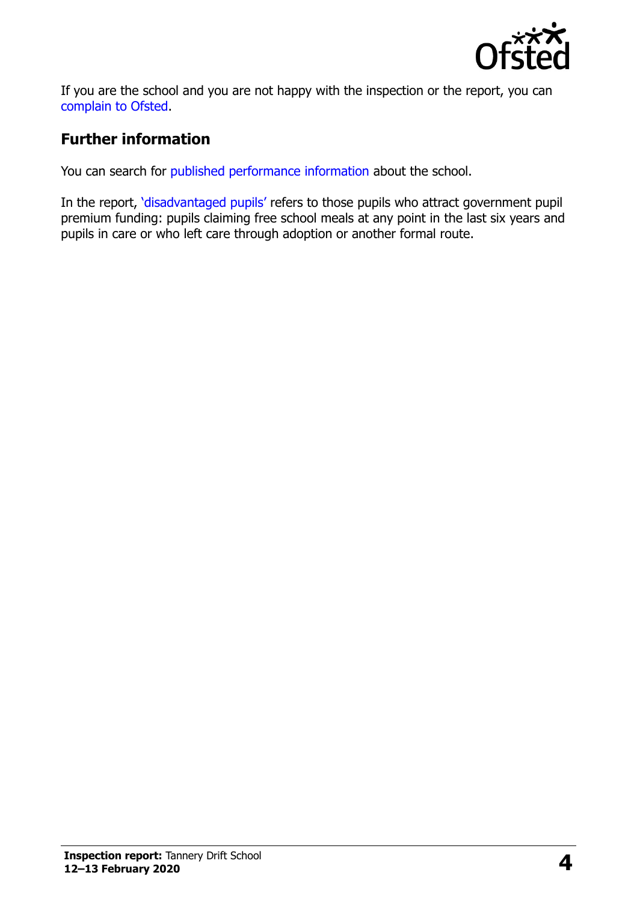If you are the school and you are not happy with the inspection or the report, you can complain to Ofsted.

## Further information

You can search for published performance information about the school.

In the report, 'disadvantaged pupils' refers to those pupils who attract government pupil premium funding: pupils claiming free school meals at any point in the last six years and pupils in care or who left care through adoption or another formal route.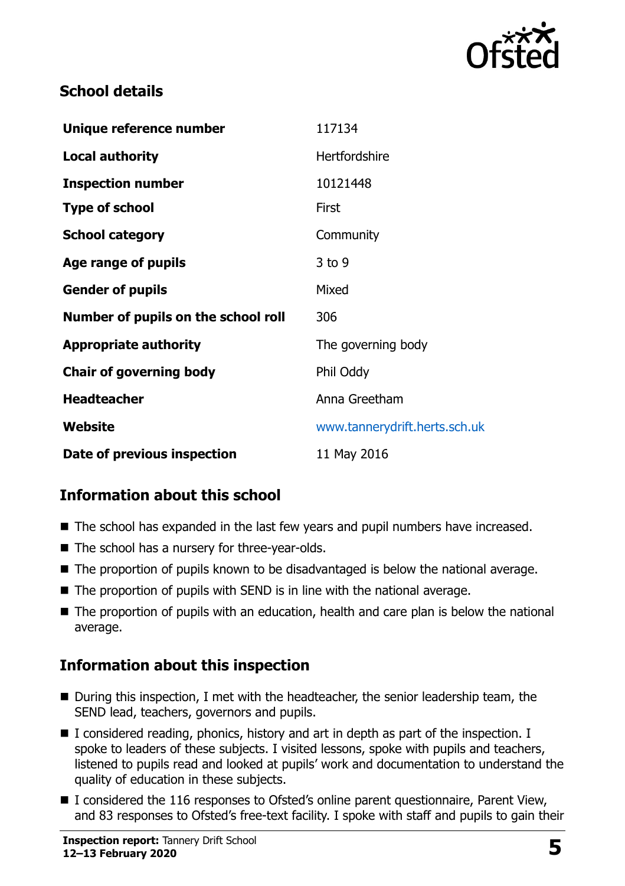## School details

| | |
|---|---|
| **Unique reference number** | 117134 |
| **Local authority** | Hertfordshire |
| **Inspection number** | 10121448 |
| **Type of school** | First |
| **School category** | Community |
| **Age range of pupils** | 3 to 9 |
| **Gender of pupils** | Mixed |
| **Number of pupils on the school roll** | 306 |
| **Appropriate authority** | The governing body |
| **Chair of governing body** | Phil Oddy |
| **Headteacher** | Anna Greetham |
| **Website** | www.tannerydrift.herts.sch.uk |
| **Date of previous inspection** | 11 May 2016 |

## Information about this school

- The school has expanded in the last few years and pupil numbers have increased.
- The school has a nursery for three-year-olds.
- The proportion of pupils known to be disadvantaged is below the national average.
- The proportion of pupils with SEND is in line with the national average.
- The proportion of pupils with an education, health and care plan is below the national average.

## Information about this inspection

- During this inspection, I met with the headteacher, the senior leadership team, the SEND lead, teachers, governors and pupils.
- I considered reading, phonics, history and art in depth as part of the inspection. I spoke to leaders of these subjects. I visited lessons, spoke with pupils and teachers, listened to pupils read and looked at pupils' work and documentation to understand the quality of education in these subjects.
- I considered the 116 responses to Ofsted's online parent questionnaire, Parent View, and 83 responses to Ofsted's free-text facility. I spoke with staff and pupils to gain their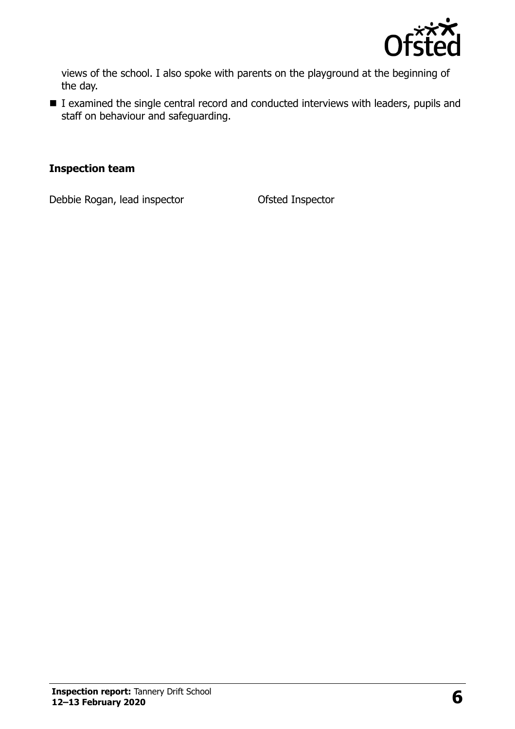views of the school. I also spoke with parents on the playground at the beginning of the day.

- I examined the single central record and conducted interviews with leaders, pupils and staff on behaviour and safeguarding.

### Inspection team

| | |
|---|---|
| Debbie Rogan, lead inspector | Ofsted Inspector |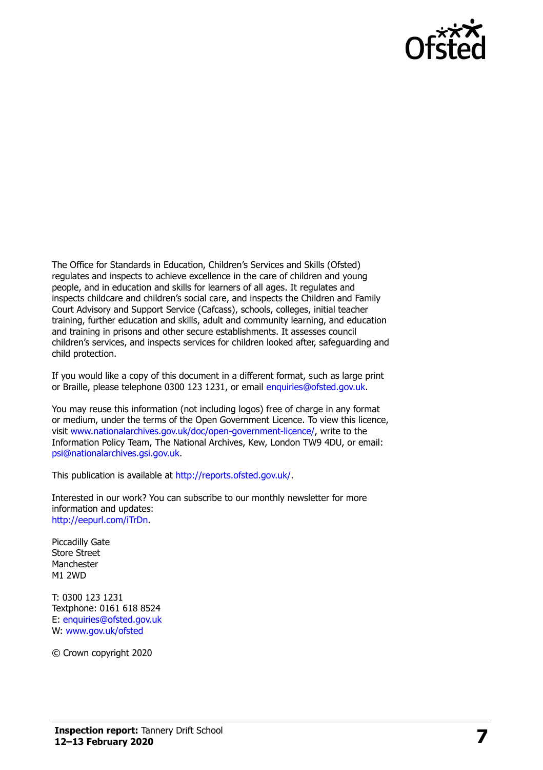The Office for Standards in Education, Children's Services and Skills (Ofsted) regulates and inspects to achieve excellence in the care of children and young people, and in education and skills for learners of all ages. It regulates and inspects childcare and children's social care, and inspects the Children and Family Court Advisory and Support Service (Cafcass), schools, colleges, initial teacher training, further education and skills, adult and community learning, and education and training in prisons and other secure establishments. It assesses council children's services, and inspects services for children looked after, safeguarding and child protection.

If you would like a copy of this document in a different format, such as large print or Braille, please telephone 0300 123 1231, or email enquiries@ofsted.gov.uk.

You may reuse this information (not including logos) free of charge in any format or medium, under the terms of the Open Government Licence. To view this licence, visit www.nationalarchives.gov.uk/doc/open-government-licence/, write to the Information Policy Team, The National Archives, Kew, London TW9 4DU, or email: psi@nationalarchives.gsi.gov.uk.

This publication is available at http://reports.ofsted.gov.uk/.

Interested in our work? You can subscribe to our monthly newsletter for more information and updates:
http://eepurl.com/iTrDn.

Piccadilly Gate
Store Street
Manchester
M1 2WD

T: 0300 123 1231
Textphone: 0161 618 8524
E: enquiries@ofsted.gov.uk
W: www.gov.uk/ofsted

© Crown copyright 2020